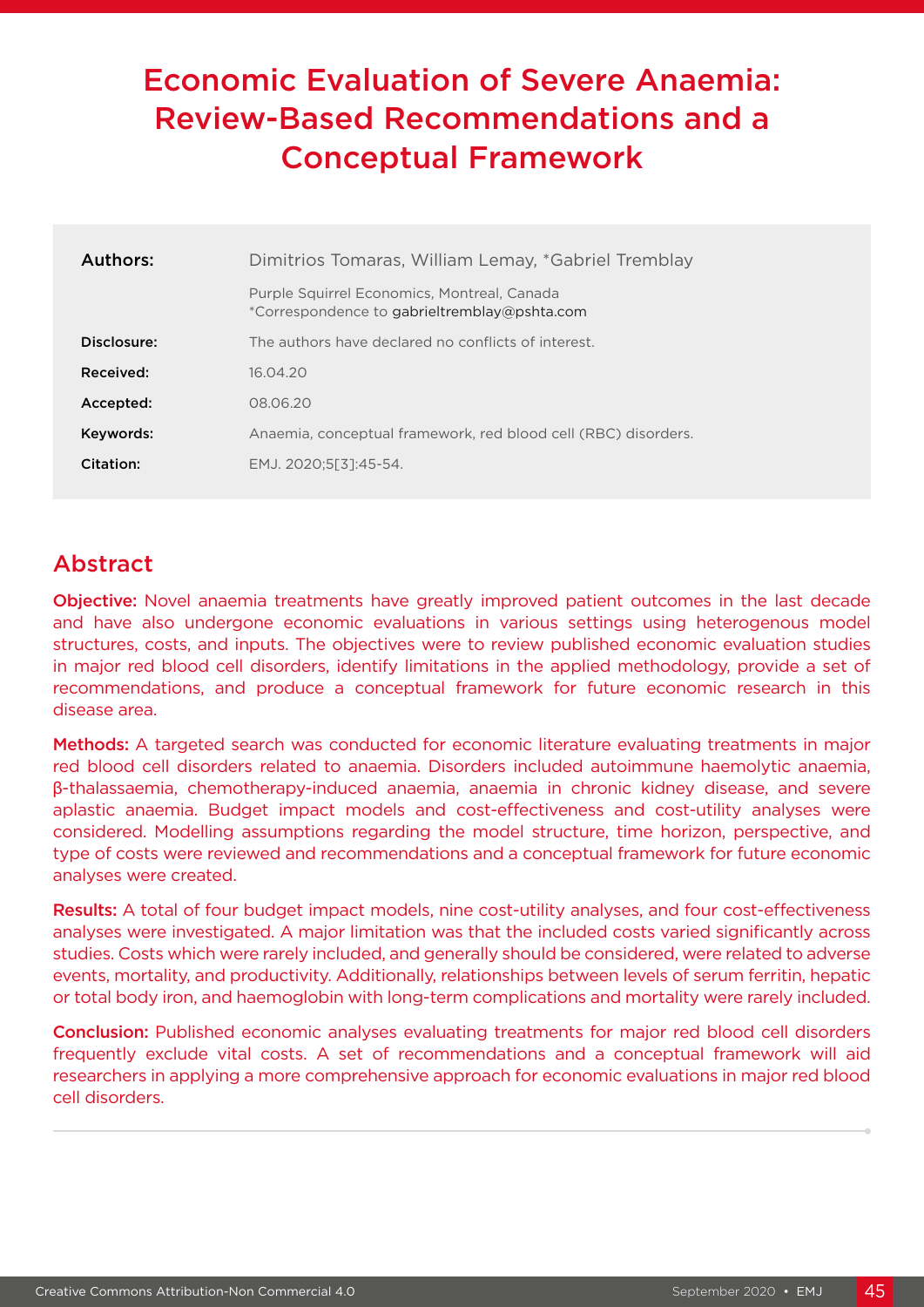# Economic Evaluation of Severe Anaemia: Review-Based Recommendations and a Conceptual Framework

| | |
|---|---|
| **Authors:** | Dimitrios Tomaras, William Lemay, *Gabriel Tremblay |
| | Purple Squirrel Economics, Montreal, Canada<br>*Correspondence to gabrieltremblay@pshta.com |
| **Disclosure:** | The authors have declared no conflicts of interest. |
| **Received:** | 16.04.20 |
| **Accepted:** | 08.06.20 |
| **Keywords:** | Anaemia, conceptual framework, red blood cell (RBC) disorders. |
| **Citation:** | EMJ. 2020;5[3]:45-54. |

## Abstract

**Objective:** Novel anaemia treatments have greatly improved patient outcomes in the last decade and have also undergone economic evaluations in various settings using heterogenous model structures, costs, and inputs. The objectives were to review published economic evaluation studies in major red blood cell disorders, identify limitations in the applied methodology, provide a set of recommendations, and produce a conceptual framework for future economic research in this disease area.

**Methods:** A targeted search was conducted for economic literature evaluating treatments in major red blood cell disorders related to anaemia. Disorders included autoimmune haemolytic anaemia, β-thalassaemia, chemotherapy-induced anaemia, anaemia in chronic kidney disease, and severe aplastic anaemia. Budget impact models and cost-effectiveness and cost-utility analyses were considered. Modelling assumptions regarding the model structure, time horizon, perspective, and type of costs were reviewed and recommendations and a conceptual framework for future economic analyses were created.

**Results:** A total of four budget impact models, nine cost-utility analyses, and four cost-effectiveness analyses were investigated. A major limitation was that the included costs varied significantly across studies. Costs which were rarely included, and generally should be considered, were related to adverse events, mortality, and productivity. Additionally, relationships between levels of serum ferritin, hepatic or total body iron, and haemoglobin with long-term complications and mortality were rarely included.

**Conclusion:** Published economic analyses evaluating treatments for major red blood cell disorders frequently exclude vital costs. A set of recommendations and a conceptual framework will aid researchers in applying a more comprehensive approach for economic evaluations in major red blood cell disorders.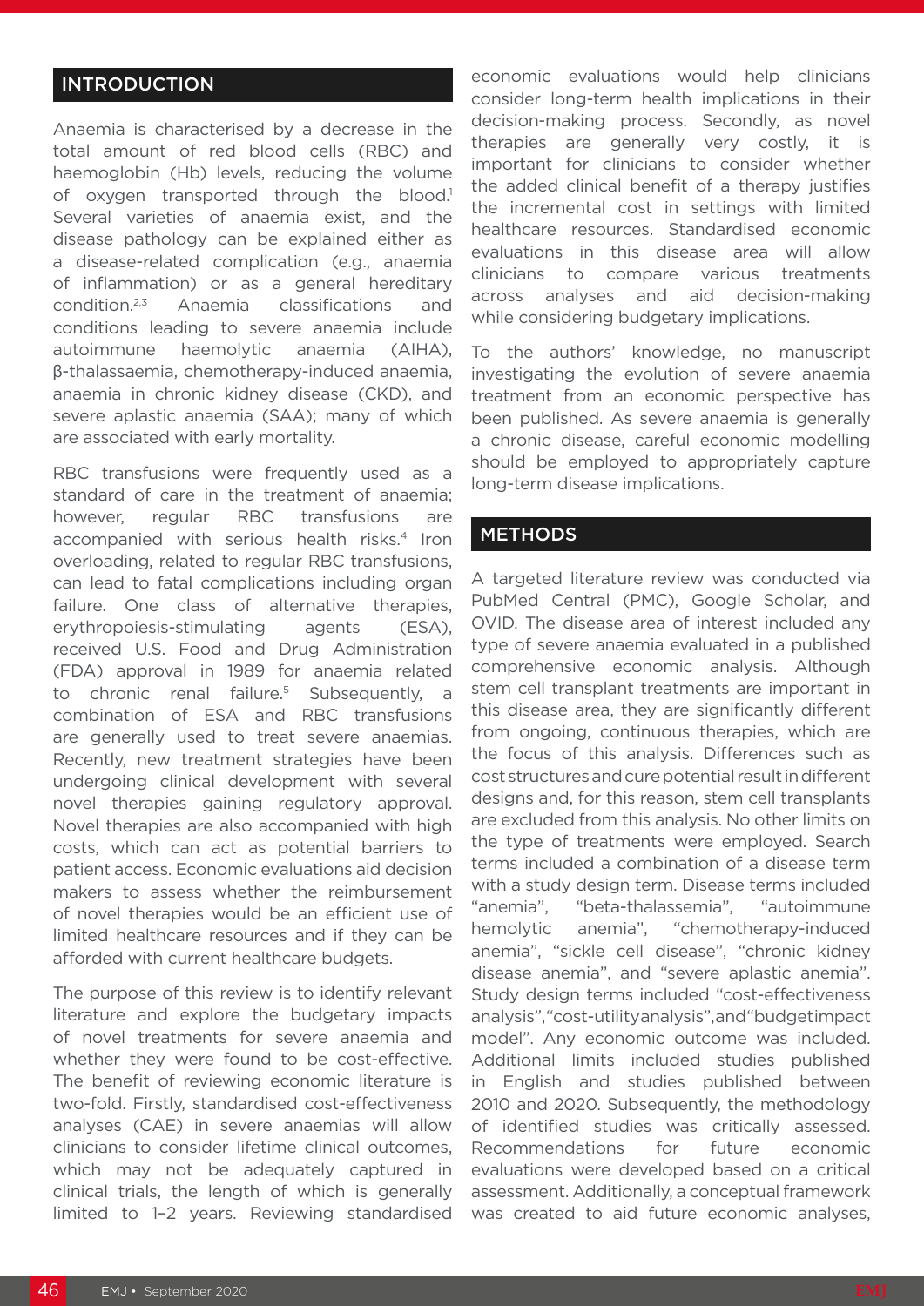## INTRODUCTION

Anaemia is characterised by a decrease in the total amount of red blood cells (RBC) and haemoglobin (Hb) levels, reducing the volume of oxygen transported through the blood.[1] Several varieties of anaemia exist, and the disease pathology can be explained either as a disease-related complication (e.g., anaemia of inflammation) or as a general hereditary condition.[2,3] Anaemia classifications and conditions leading to severe anaemia include autoimmune haemolytic anaemia (AIHA), β-thalassaemia, chemotherapy-induced anaemia, anaemia in chronic kidney disease (CKD), and severe aplastic anaemia (SAA); many of which are associated with early mortality.

RBC transfusions were frequently used as a standard of care in the treatment of anaemia; however, regular RBC transfusions are accompanied with serious health risks.[4] Iron overloading, related to regular RBC transfusions, can lead to fatal complications including organ failure. One class of alternative therapies, erythropoiesis-stimulating agents (ESA), received U.S. Food and Drug Administration (FDA) approval in 1989 for anaemia related to chronic renal failure.[5] Subsequently, a combination of ESA and RBC transfusions are generally used to treat severe anaemias. Recently, new treatment strategies have been undergoing clinical development with several novel therapies gaining regulatory approval. Novel therapies are also accompanied with high costs, which can act as potential barriers to patient access. Economic evaluations aid decision makers to assess whether the reimbursement of novel therapies would be an efficient use of limited healthcare resources and if they can be afforded with current healthcare budgets.

The purpose of this review is to identify relevant literature and explore the budgetary impacts of novel treatments for severe anaemia and whether they were found to be cost-effective. The benefit of reviewing economic literature is two-fold. Firstly, standardised cost-effectiveness analyses (CAE) in severe anaemias will allow clinicians to consider lifetime clinical outcomes, which may not be adequately captured in clinical trials, the length of which is generally limited to 1–2 years. Reviewing standardised economic evaluations would help clinicians consider long-term health implications in their decision-making process. Secondly, as novel therapies are generally very costly, it is important for clinicians to consider whether the added clinical benefit of a therapy justifies the incremental cost in settings with limited healthcare resources. Standardised economic evaluations in this disease area will allow clinicians to compare various treatments across analyses and aid decision-making while considering budgetary implications.

To the authors' knowledge, no manuscript investigating the evolution of severe anaemia treatment from an economic perspective has been published. As severe anaemia is generally a chronic disease, careful economic modelling should be employed to appropriately capture long-term disease implications.

## METHODS

A targeted literature review was conducted via PubMed Central (PMC), Google Scholar, and OVID. The disease area of interest included any type of severe anaemia evaluated in a published comprehensive economic analysis. Although stem cell transplant treatments are important in this disease area, they are significantly different from ongoing, continuous therapies, which are the focus of this analysis. Differences such as cost structures and cure potential result in different designs and, for this reason, stem cell transplants are excluded from this analysis. No other limits on the type of treatments were employed. Search terms included a combination of a disease term with a study design term. Disease terms included "anemia", "beta-thalassemia", "autoimmune hemolytic anemia", "chemotherapy-induced anemia", "sickle cell disease", "chronic kidney disease anemia", and "severe aplastic anemia". Study design terms included "cost-effectiveness analysis", "cost-utility analysis", and "budget impact model". Any economic outcome was included. Additional limits included studies published in English and studies published between 2010 and 2020. Subsequently, the methodology of identified studies was critically assessed. Recommendations for future economic evaluations were developed based on a critical assessment. Additionally, a conceptual framework was created to aid future economic analyses,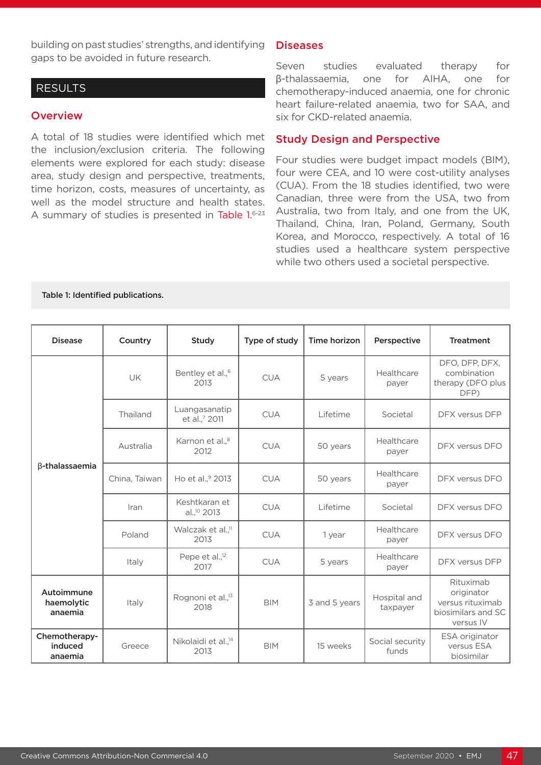building on past studies' strengths, and identifying gaps to be avoided in future research.

## RESULTS

### Overview

A total of 18 studies were identified which met the inclusion/exclusion criteria. The following elements were explored for each study: disease area, study design and perspective, treatments, time horizon, costs, measures of uncertainty, as well as the model structure and health states. A summary of studies is presented in Table 1.[6-23]

### Diseases

Seven studies evaluated therapy for β-thalassaemia, one for AIHA, one for chemotherapy-induced anaemia, one for chronic heart failure-related anaemia, two for SAA, and six for CKD-related anaemia.

### Study Design and Perspective

Four studies were budget impact models (BIM), four were CEA, and 10 were cost-utility analyses (CUA). From the 18 studies identified, two were Canadian, three were from the USA, two from Australia, two from Italy, and one from the UK, Thailand, China, Iran, Poland, Germany, South Korea, and Morocco, respectively. A total of 16 studies used a healthcare system perspective while two others used a societal perspective.

Table 1: Identified publications.

| Disease | Country | Study | Type of study | Time horizon | Perspective | Treatment |
|---|---|---|---|---|---|---|
| **β-thalassaemia** | UK | Bentley et al.,[6] 2013 | CUA | 5 years | Healthcare payer | DFO, DFP, DFX, combination therapy (DFO plus DFP) |
| | Thailand | Luangasanatip et al.,[7] 2011 | CUA | Lifetime | Societal | DFX versus DFP |
| | Australia | Karnon et al.,[8] 2012 | CUA | 50 years | Healthcare payer | DFX versus DFO |
| | China, Taiwan | Ho et al.,[9] 2013 | CUA | 50 years | Healthcare payer | DFX versus DFO |
| | Iran | Keshtkaran et al.,[10] 2013 | CUA | Lifetime | Societal | DFX versus DFO |
| | Poland | Walczak et al.,[11] 2013 | CUA | 1 year | Healthcare payer | DFX versus DFO |
| | Italy | Pepe et al.,[12] 2017 | CUA | 5 years | Healthcare payer | DFX versus DFP |
| **Autoimmune haemolytic anaemia** | Italy | Rognoni et al.,[13] 2018 | BIM | 3 and 5 years | Hospital and taxpayer | Rituximab originator versus rituximab biosimilars and SC versus IV |
| **Chemotherapy-induced anaemia** | Greece | Nikolaidi et al.,[14] 2013 | BIM | 15 weeks | Social security funds | ESA originator versus ESA biosimilar |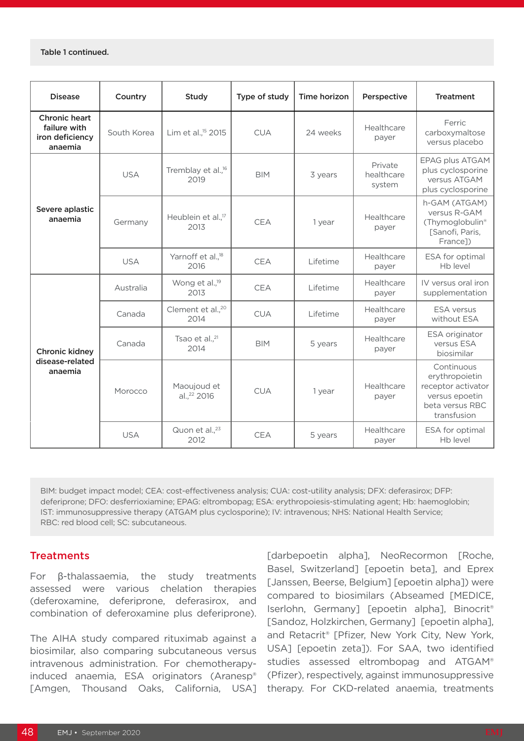Table 1 continued.

| Disease | Country | Study | Type of study | Time horizon | Perspective | Treatment |
|---|---|---|---|---|---|---|
| Chronic heart failure with iron deficiency anaemia | South Korea | Lim et al.,[15] 2015 | CUA | 24 weeks | Healthcare payer | Ferric carboxymaltose versus placebo |
| Severe aplastic anaemia | USA | Tremblay et al.,[16] 2019 | BIM | 3 years | Private healthcare system | EPAG plus ATGAM plus cyclosporine versus ATGAM plus cyclosporine |
| | Germany | Heublein et al.,[17] 2013 | CEA | 1 year | Healthcare payer | h-GAM (ATGAM) versus R-GAM (Thymoglobulin® [Sanofi, Paris, France]) |
| | USA | Yarnoff et al.,[18] 2016 | CEA | Lifetime | Healthcare payer | ESA for optimal Hb level |
| Chronic kidney disease-related anaemia | Australia | Wong et al.,[19] 2013 | CEA | Lifetime | Healthcare payer | IV versus oral iron supplementation |
| | Canada | Clement et al.,[20] 2014 | CUA | Lifetime | Healthcare payer | ESA versus without ESA |
| | Canada | Tsao et al.,[21] 2014 | BIM | 5 years | Healthcare payer | ESA originator versus ESA biosimilar |
| | Morocco | Maoujoud et al.,[22] 2016 | CUA | 1 year | Healthcare payer | Continuous erythropoietin receptor activator versus epoetin beta versus RBC transfusion |
| | USA | Quon et al.,[23] 2012 | CEA | 5 years | Healthcare payer | ESA for optimal Hb level |

BIM: budget impact model; CEA: cost-effectiveness analysis; CUA: cost-utility analysis; DFX: deferasirox; DFP: deferiprone; DFO: desferrioxiamine; EPAG: eltrombopag; ESA: erythropoiesis-stimulating agent; Hb: haemoglobin; IST: immunosuppressive therapy (ATGAM plus cyclosporine); IV: intravenous; NHS: National Health Service; RBC: red blood cell; SC: subcutaneous.

## Treatments

For β-thalassaemia, the study treatments assessed were various chelation therapies (deferoxamine, deferiprone, deferasirox, and combination of deferoxamine plus deferiprone).

The AIHA study compared rituximab against a biosimilar, also comparing subcutaneous versus intravenous administration. For chemotherapy-induced anaemia, ESA originators (Aranesp® [Amgen, Thousand Oaks, California, USA] [darbepoetin alpha], NeoRecormon [Roche, Basel, Switzerland] [epoetin beta], and Eprex [Janssen, Beerse, Belgium] [epoetin alpha]) were compared to biosimilars (Abseamed [MEDICE, Iserlohn, Germany] [epoetin alpha], Binocrit® [Sandoz, Holzkirchen, Germany] [epoetin alpha], and Retacrit® [Pfizer, New York City, New York, USA] [epoetin zeta]). For SAA, two identified studies assessed eltrombopag and ATGAM® (Pfizer), respectively, against immunosuppressive therapy. For CKD-related anaemia, treatments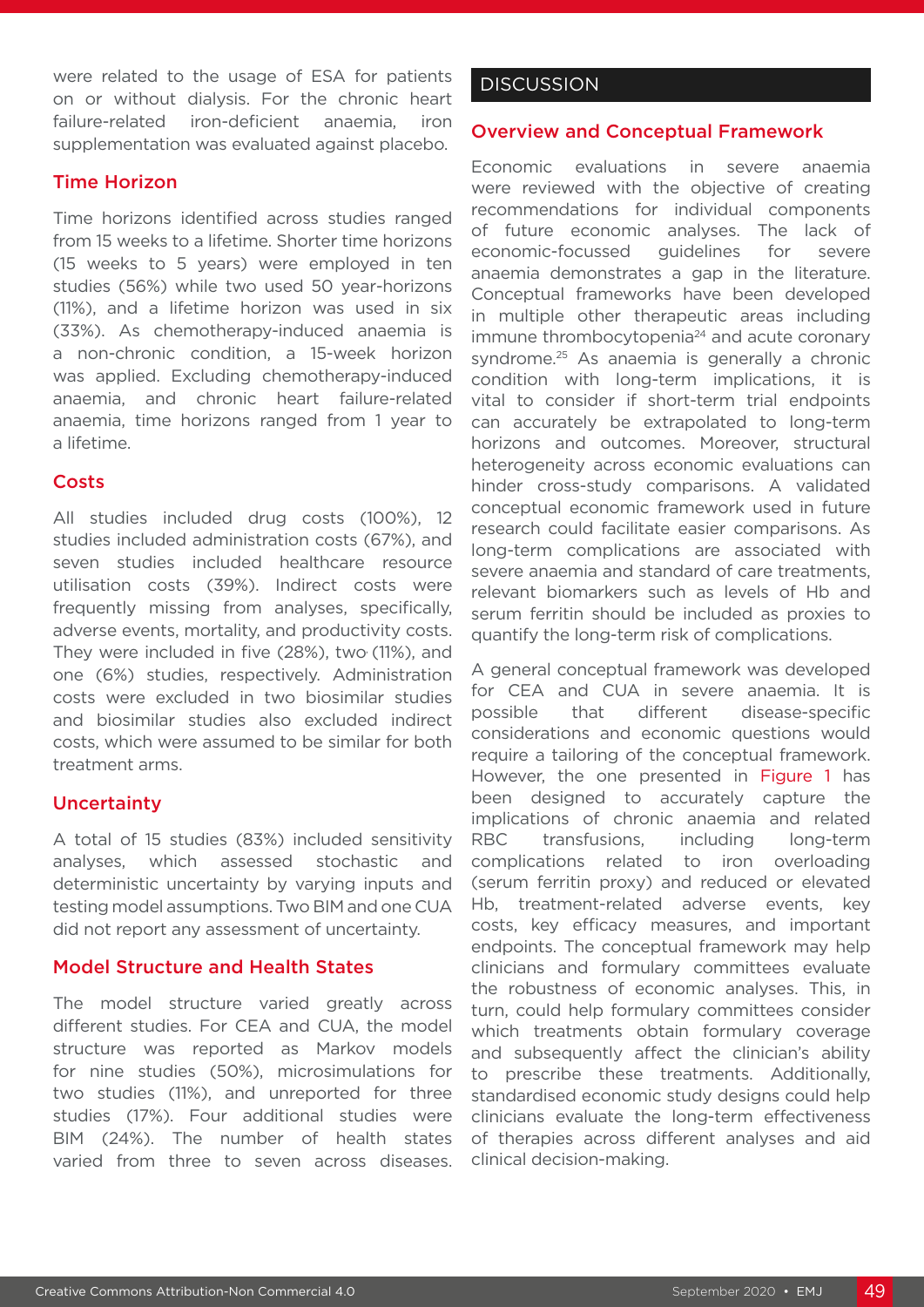were related to the usage of ESA for patients on or without dialysis. For the chronic heart failure-related iron-deficient anaemia, iron supplementation was evaluated against placebo.

### Time Horizon

Time horizons identified across studies ranged from 15 weeks to a lifetime. Shorter time horizons (15 weeks to 5 years) were employed in ten studies (56%) while two used 50 year-horizons (11%), and a lifetime horizon was used in six (33%). As chemotherapy-induced anaemia is a non-chronic condition, a 15-week horizon was applied. Excluding chemotherapy-induced anaemia, and chronic heart failure-related anaemia, time horizons ranged from 1 year to a lifetime.

### Costs

All studies included drug costs (100%), 12 studies included administration costs (67%), and seven studies included healthcare resource utilisation costs (39%). Indirect costs were frequently missing from analyses, specifically, adverse events, mortality, and productivity costs. They were included in five (28%), two (11%), and one (6%) studies, respectively. Administration costs were excluded in two biosimilar studies and biosimilar studies also excluded indirect costs, which were assumed to be similar for both treatment arms.

### Uncertainty

A total of 15 studies (83%) included sensitivity analyses, which assessed stochastic and deterministic uncertainty by varying inputs and testing model assumptions. Two BIM and one CUA did not report any assessment of uncertainty.

### Model Structure and Health States

The model structure varied greatly across different studies. For CEA and CUA, the model structure was reported as Markov models for nine studies (50%), microsimulations for two studies (11%), and unreported for three studies (17%). Four additional studies were BIM (24%). The number of health states varied from three to seven across diseases.

## DISCUSSION

### Overview and Conceptual Framework

Economic evaluations in severe anaemia were reviewed with the objective of creating recommendations for individual components of future economic analyses. The lack of economic-focussed guidelines for severe anaemia demonstrates a gap in the literature. Conceptual frameworks have been developed in multiple other therapeutic areas including immune thrombocytopenia[24] and acute coronary syndrome.[25] As anaemia is generally a chronic condition with long-term implications, it is vital to consider if short-term trial endpoints can accurately be extrapolated to long-term horizons and outcomes. Moreover, structural heterogeneity across economic evaluations can hinder cross-study comparisons. A validated conceptual economic framework used in future research could facilitate easier comparisons. As long-term complications are associated with severe anaemia and standard of care treatments, relevant biomarkers such as levels of Hb and serum ferritin should be included as proxies to quantify the long-term risk of complications.

A general conceptual framework was developed for CEA and CUA in severe anaemia. It is possible that different disease-specific considerations and economic questions would require a tailoring of the conceptual framework. However, the one presented in Figure 1 has been designed to accurately capture the implications of chronic anaemia and related RBC transfusions, including long-term complications related to iron overloading (serum ferritin proxy) and reduced or elevated Hb, treatment-related adverse events, key costs, key efficacy measures, and important endpoints. The conceptual framework may help clinicians and formulary committees evaluate the robustness of economic analyses. This, in turn, could help formulary committees consider which treatments obtain formulary coverage and subsequently affect the clinician's ability to prescribe these treatments. Additionally, standardised economic study designs could help clinicians evaluate the long-term effectiveness of therapies across different analyses and aid clinical decision-making.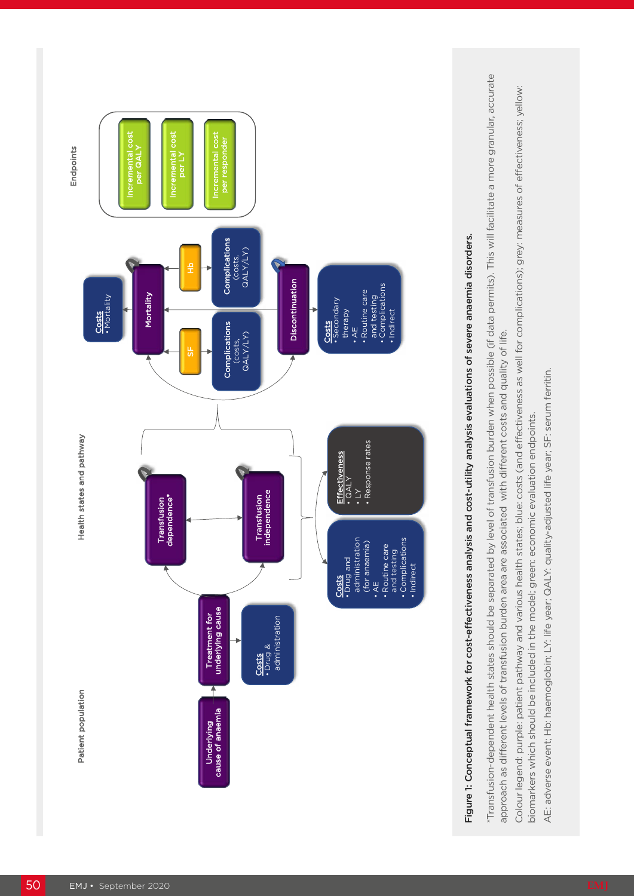Patient population

Underlying cause of anaemia

Treatment for underlying cause

**Costs**
- Drug & administration

Health states and pathway

Transfusion dependence*

Transfusion independence

**Costs**
- Drug and administration (for anaemia)
- AE
- Routine care and testing
- Complications
- Indirect

**Effectiveness**
- QALY
- LY
- Response rates

Mortality

**Costs**
- Mortality

SF

Hb

Complications (costs, QALY/LY)

Complications (costs, QALY/LY)

Discontinuation

**Costs**
- Secondary therapy
- AE
- Routine care and testing
- Complications
- Indirect

Endpoints

Incremental cost per QALY

Incremental cost per LY

Incremental cost per responder

**Figure 1: Conceptual framework for cost-effectiveness analysis and cost-utility analysis evaluations of severe anaemia disorders.**

*Transfusion-dependent health states should be separated by level of transfusion burden when possible (if data permits). This will facilitate a more granular, accurate approach as different levels of transfusion burden area are associated with different costs and quality of life.

Colour legend: purple: patient pathway and various health states; blue: costs (and effectiveness as well for complications); grey: measures of effectiveness; yellow: biomarkers which should be included in the model; green: economic evaluation endpoints.

AE: adverse event; Hb: haemoglobin; LY: life year; QALY: quality-adjusted life year; SF: serum ferritin.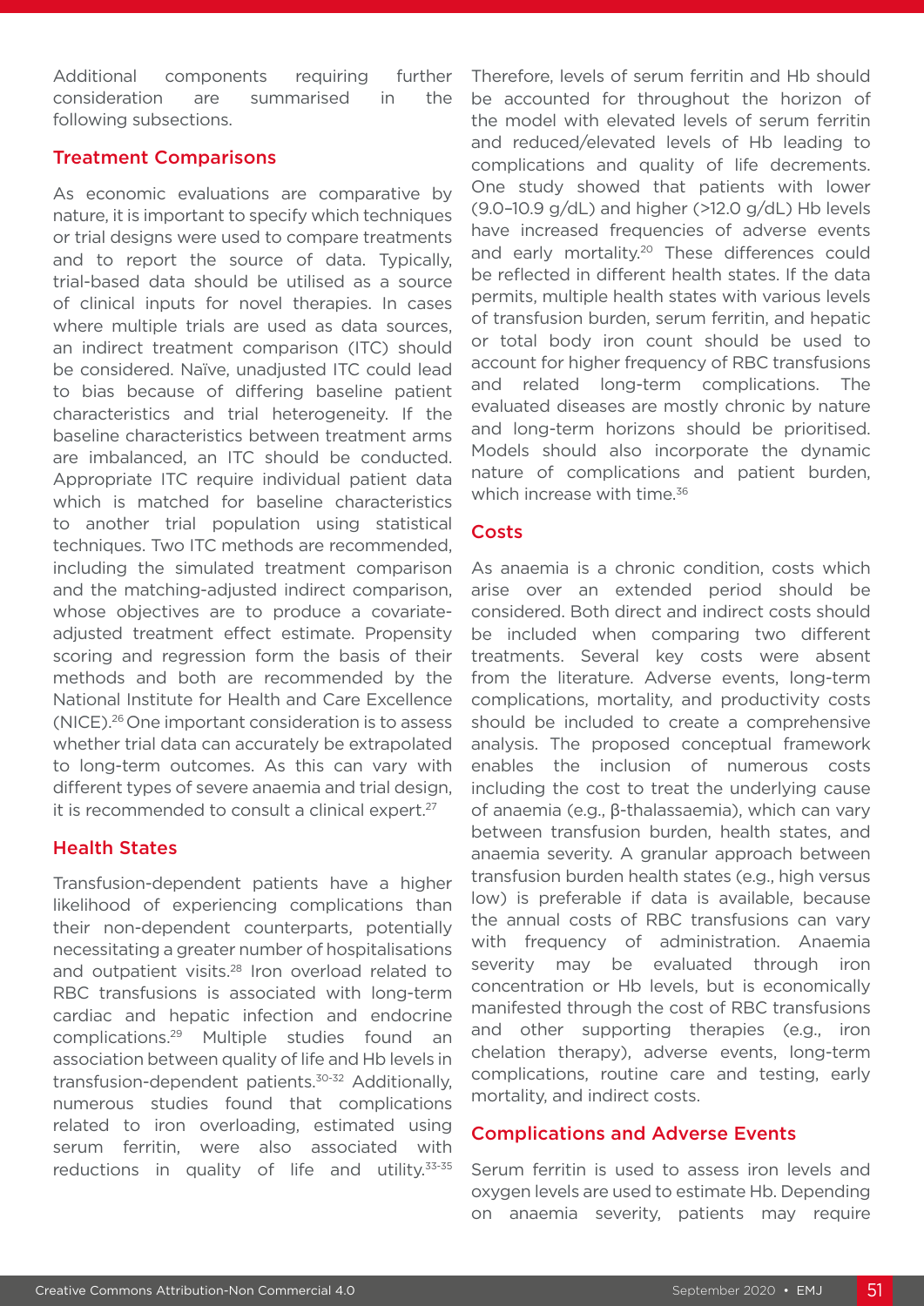Additional components requiring further consideration are summarised in the following subsections.

## Treatment Comparisons

As economic evaluations are comparative by nature, it is important to specify which techniques or trial designs were used to compare treatments and to report the source of data. Typically, trial-based data should be utilised as a source of clinical inputs for novel therapies. In cases where multiple trials are used as data sources, an indirect treatment comparison (ITC) should be considered. Naïve, unadjusted ITC could lead to bias because of differing baseline patient characteristics and trial heterogeneity. If the baseline characteristics between treatment arms are imbalanced, an ITC should be conducted. Appropriate ITC require individual patient data which is matched for baseline characteristics to another trial population using statistical techniques. Two ITC methods are recommended, including the simulated treatment comparison and the matching-adjusted indirect comparison, whose objectives are to produce a covariate-adjusted treatment effect estimate. Propensity scoring and regression form the basis of their methods and both are recommended by the National Institute for Health and Care Excellence (NICE).[26] One important consideration is to assess whether trial data can accurately be extrapolated to long-term outcomes. As this can vary with different types of severe anaemia and trial design, it is recommended to consult a clinical expert.[27]

## Health States

Transfusion-dependent patients have a higher likelihood of experiencing complications than their non-dependent counterparts, potentially necessitating a greater number of hospitalisations and outpatient visits.[28] Iron overload related to RBC transfusions is associated with long-term cardiac and hepatic infection and endocrine complications.[29] Multiple studies found an association between quality of life and Hb levels in transfusion-dependent patients.[30-32] Additionally, numerous studies found that complications related to iron overloading, estimated using serum ferritin, were also associated with reductions in quality of life and utility.[33-35] Therefore, levels of serum ferritin and Hb should be accounted for throughout the horizon of the model with elevated levels of serum ferritin and reduced/elevated levels of Hb leading to complications and quality of life decrements. One study showed that patients with lower (9.0–10.9 g/dL) and higher (>12.0 g/dL) Hb levels have increased frequencies of adverse events and early mortality.[20] These differences could be reflected in different health states. If the data permits, multiple health states with various levels of transfusion burden, serum ferritin, and hepatic or total body iron count should be used to account for higher frequency of RBC transfusions and related long-term complications. The evaluated diseases are mostly chronic by nature and long-term horizons should be prioritised. Models should also incorporate the dynamic nature of complications and patient burden, which increase with time.[36]

## Costs

As anaemia is a chronic condition, costs which arise over an extended period should be considered. Both direct and indirect costs should be included when comparing two different treatments. Several key costs were absent from the literature. Adverse events, long-term complications, mortality, and productivity costs should be included to create a comprehensive analysis. The proposed conceptual framework enables the inclusion of numerous costs including the cost to treat the underlying cause of anaemia (e.g., β-thalassaemia), which can vary between transfusion burden, health states, and anaemia severity. A granular approach between transfusion burden health states (e.g., high versus low) is preferable if data is available, because the annual costs of RBC transfusions can vary with frequency of administration. Anaemia severity may be evaluated through iron concentration or Hb levels, but is economically manifested through the cost of RBC transfusions and other supporting therapies (e.g., iron chelation therapy), adverse events, long-term complications, routine care and testing, early mortality, and indirect costs.

## Complications and Adverse Events

Serum ferritin is used to assess iron levels and oxygen levels are used to estimate Hb. Depending on anaemia severity, patients may require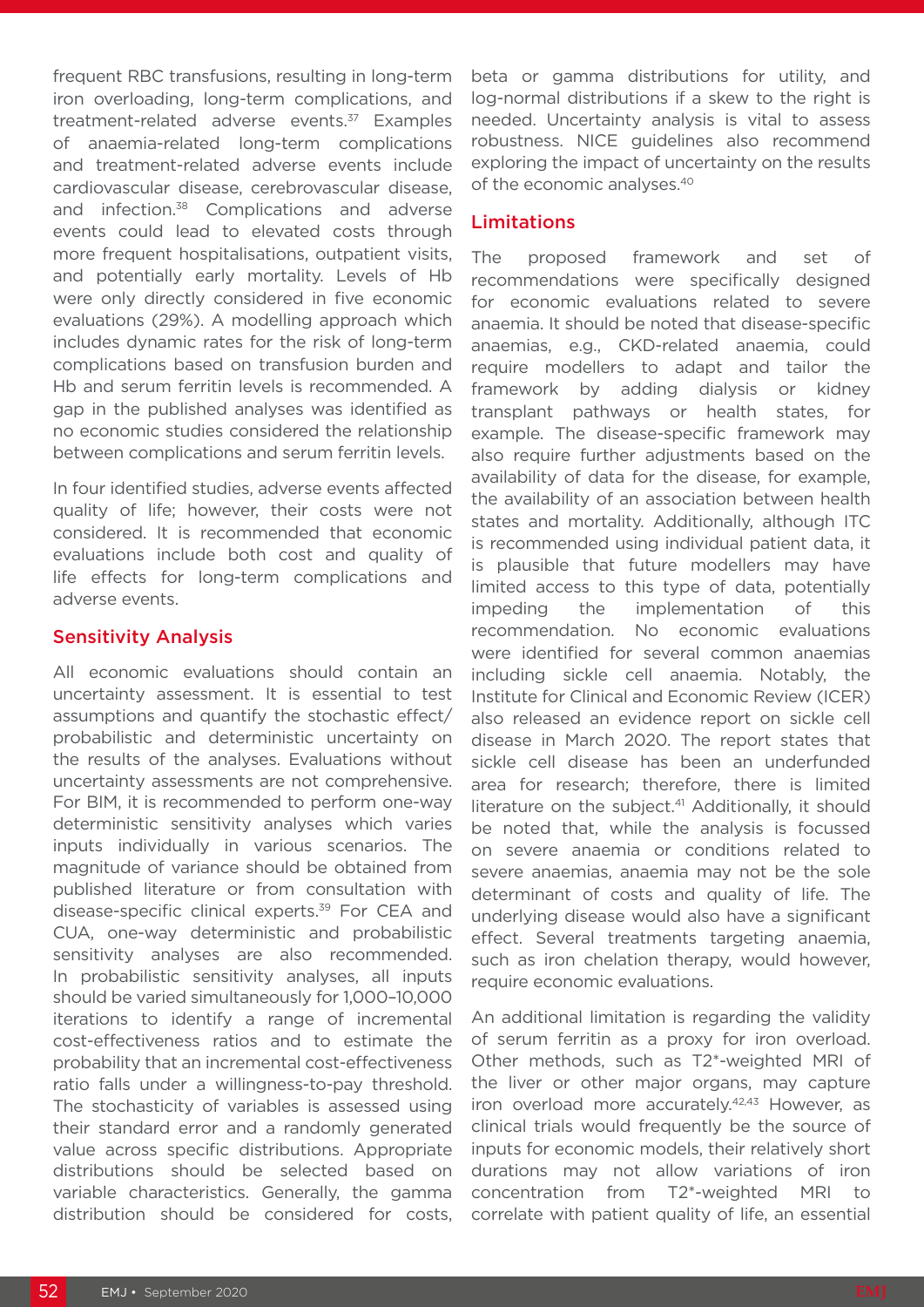frequent RBC transfusions, resulting in long-term iron overloading, long-term complications, and treatment-related adverse events.[37] Examples of anaemia-related long-term complications and treatment-related adverse events include cardiovascular disease, cerebrovascular disease, and infection.[38] Complications and adverse events could lead to elevated costs through more frequent hospitalisations, outpatient visits, and potentially early mortality. Levels of Hb were only directly considered in five economic evaluations (29%). A modelling approach which includes dynamic rates for the risk of long-term complications based on transfusion burden and Hb and serum ferritin levels is recommended. A gap in the published analyses was identified as no economic studies considered the relationship between complications and serum ferritin levels.

In four identified studies, adverse events affected quality of life; however, their costs were not considered. It is recommended that economic evaluations include both cost and quality of life effects for long-term complications and adverse events.

## Sensitivity Analysis

All economic evaluations should contain an uncertainty assessment. It is essential to test assumptions and quantify the stochastic effect/probabilistic and deterministic uncertainty on the results of the analyses. Evaluations without uncertainty assessments are not comprehensive. For BIM, it is recommended to perform one-way deterministic sensitivity analyses which varies inputs individually in various scenarios. The magnitude of variance should be obtained from published literature or from consultation with disease-specific clinical experts.[39] For CEA and CUA, one-way deterministic and probabilistic sensitivity analyses are also recommended. In probabilistic sensitivity analyses, all inputs should be varied simultaneously for 1,000–10,000 iterations to identify a range of incremental cost-effectiveness ratios and to estimate the probability that an incremental cost-effectiveness ratio falls under a willingness-to-pay threshold. The stochasticity of variables is assessed using their standard error and a randomly generated value across specific distributions. Appropriate distributions should be selected based on variable characteristics. Generally, the gamma distribution should be considered for costs, beta or gamma distributions for utility, and log-normal distributions if a skew to the right is needed. Uncertainty analysis is vital to assess robustness. NICE guidelines also recommend exploring the impact of uncertainty on the results of the economic analyses.[40]

## Limitations

The proposed framework and set of recommendations were specifically designed for economic evaluations related to severe anaemia. It should be noted that disease-specific anaemias, e.g., CKD-related anaemia, could require modellers to adapt and tailor the framework by adding dialysis or kidney transplant pathways or health states, for example. The disease-specific framework may also require further adjustments based on the availability of data for the disease, for example, the availability of an association between health states and mortality. Additionally, although ITC is recommended using individual patient data, it is plausible that future modellers may have limited access to this type of data, potentially impeding the implementation of this recommendation. No economic evaluations were identified for several common anaemias including sickle cell anaemia. Notably, the Institute for Clinical and Economic Review (ICER) also released an evidence report on sickle cell disease in March 2020. The report states that sickle cell disease has been an underfunded area for research; therefore, there is limited literature on the subject.[41] Additionally, it should be noted that, while the analysis is focussed on severe anaemia or conditions related to severe anaemias, anaemia may not be the sole determinant of costs and quality of life. The underlying disease would also have a significant effect. Several treatments targeting anaemia, such as iron chelation therapy, would however, require economic evaluations.

An additional limitation is regarding the validity of serum ferritin as a proxy for iron overload. Other methods, such as T2*-weighted MRI of the liver or other major organs, may capture iron overload more accurately.[42,43] However, as clinical trials would frequently be the source of inputs for economic models, their relatively short durations may not allow variations of iron concentration from T2*-weighted MRI to correlate with patient quality of life, an essential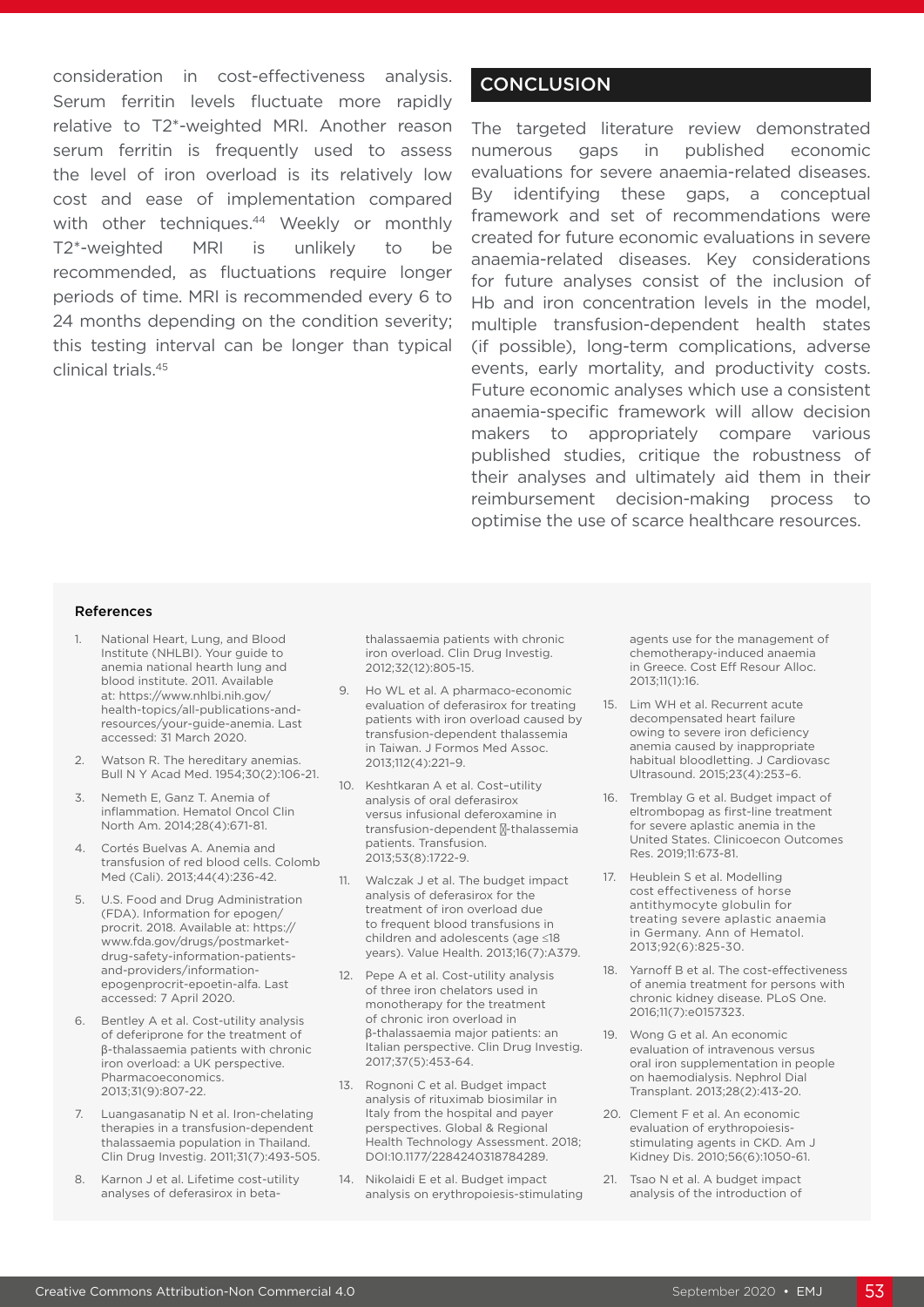consideration in cost-effectiveness analysis. Serum ferritin levels fluctuate more rapidly relative to T2*-weighted MRI. Another reason serum ferritin is frequently used to assess the level of iron overload is its relatively low cost and ease of implementation compared with other techniques.[44] Weekly or monthly T2*-weighted MRI is unlikely to be recommended, as fluctuations require longer periods of time. MRI is recommended every 6 to 24 months depending on the condition severity; this testing interval can be longer than typical clinical trials.[45]

## CONCLUSION

The targeted literature review demonstrated numerous gaps in published economic evaluations for severe anaemia-related diseases. By identifying these gaps, a conceptual framework and set of recommendations were created for future economic evaluations in severe anaemia-related diseases. Key considerations for future analyses consist of the inclusion of Hb and iron concentration levels in the model, multiple transfusion-dependent health states (if possible), long-term complications, adverse events, early mortality, and productivity costs. Future economic analyses which use a consistent anaemia-specific framework will allow decision makers to appropriately compare various published studies, critique the robustness of their analyses and ultimately aid them in their reimbursement decision-making process to optimise the use of scarce healthcare resources.

### References

1. National Heart, Lung, and Blood Institute (NHLBI). Your guide to anemia national hearth lung and blood institute. 2011. Available at: https://www.nhlbi.nih.gov/health-topics/all-publications-and-resources/your-guide-anemia. Last accessed: 31 March 2020.
2. Watson R. The hereditary anemias. Bull N Y Acad Med. 1954;30(2):106-21.
3. Nemeth E, Ganz T. Anemia of inflammation. Hematol Oncol Clin North Am. 2014;28(4):671-81.
4. Cortés Buelvas A. Anemia and transfusion of red blood cells. Colomb Med (Cali). 2013;44(4):236-42.
5. U.S. Food and Drug Administration (FDA). Information for epogen/procrit. 2018. Available at: https://www.fda.gov/drugs/postmarket-drug-safety-information-patients-and-providers/information-epogenprocrit-epoetin-alfa. Last accessed: 7 April 2020.
6. Bentley A et al. Cost-utility analysis of deferiprone for the treatment of β-thalassaemia patients with chronic iron overload: a UK perspective. Pharmacoeconomics. 2013;31(9):807-22.
7. Luangasanatip N et al. Iron-chelating therapies in a transfusion-dependent thalassaemia population in Thailand. Clin Drug Investig. 2011;31(7):493-505.
8. Karnon J et al. Lifetime cost-utility analyses of deferasirox in beta-thalassaemia patients with chronic iron overload. Clin Drug Investig. 2012;32(12):805-15.
9. Ho WL et al. A pharmaco-economic evaluation of deferasirox for treating patients with iron overload caused by transfusion-dependent thalassemia in Taiwan. J Formos Med Assoc. 2013;112(4):221–9.
10. Keshtkaran A et al. Cost–utility analysis of oral deferasirox versus infusional deferoxamine in transfusion-dependent β-thalassemia patients. Transfusion. 2013;53(8):1722-9.
11. Walczak J et al. The budget impact analysis of deferasirox for the treatment of iron overload due to frequent blood transfusions in children and adolescents (age ≤18 years). Value Health. 2013;16(7):A379.
12. Pepe A et al. Cost-utility analysis of three iron chelators used in monotherapy for the treatment of chronic iron overload in β-thalassaemia major patients: an Italian perspective. Clin Drug Investig. 2017;37(5):453-64.
13. Rognoni C et al. Budget impact analysis of rituximab biosimilar in Italy from the hospital and payer perspectives. Global & Regional Health Technology Assessment. 2018; DOI:10.1177/2284240318784289.
14. Nikolaidi E et al. Budget impact analysis on erythropoiesis-stimulating agents use for the management of chemotherapy-induced anaemia in Greece. Cost Eff Resour Alloc. 2013;11(1):16.
15. Lim WH et al. Recurrent acute decompensated heart failure owing to severe iron deficiency anemia caused by inappropriate habitual bloodletting. J Cardiovasc Ultrasound. 2015;23(4):253–6.
16. Tremblay G et al. Budget impact of eltrombopag as first-line treatment for severe aplastic anemia in the United States. Clinicoecon Outcomes Res. 2019;11:673-81.
17. Heublein S et al. Modelling cost effectiveness of horse antithymocyte globulin for treating severe aplastic anaemia in Germany. Ann of Hematol. 2013;92(6):825-30.
18. Yarnoff B et al. The cost-effectiveness of anemia treatment for persons with chronic kidney disease. PLoS One. 2016;11(7):e0157323.
19. Wong G et al. An economic evaluation of intravenous versus oral iron supplementation in people on haemodialysis. Nephrol Dial Transplant. 2013;28(2):413-20.
20. Clement F et al. An economic evaluation of erythropoiesis-stimulating agents in CKD. Am J Kidney Dis. 2010;56(6):1050-61.
21. Tsao N et al. A budget impact analysis of the introduction of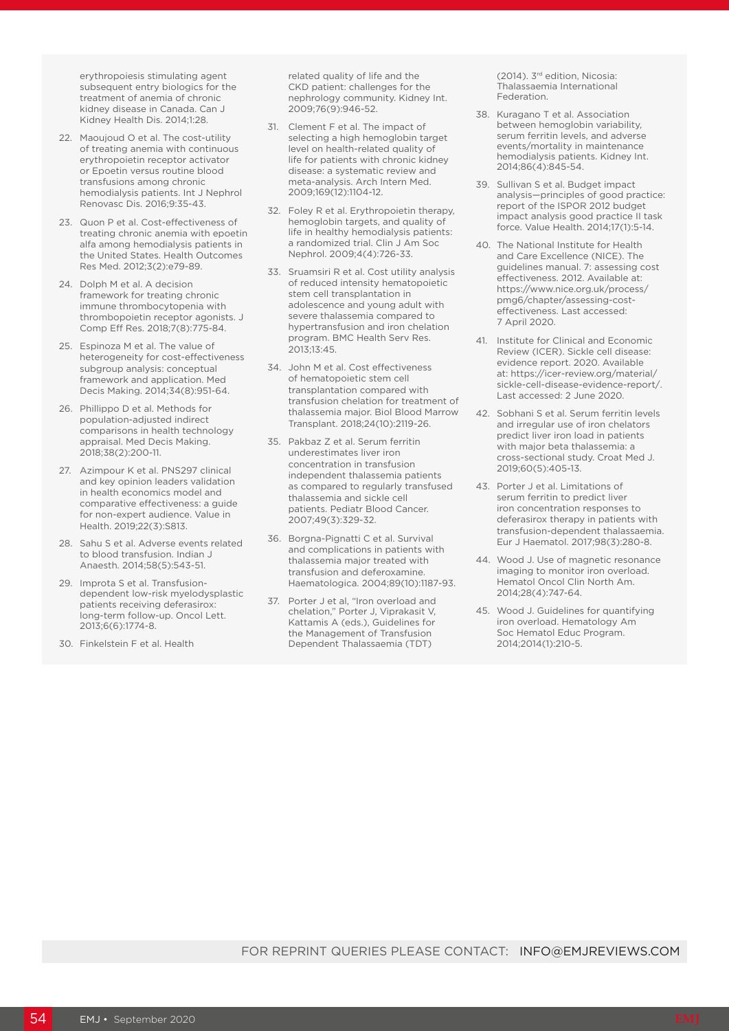erythropoiesis stimulating agent subsequent entry biologics for the treatment of anemia of chronic kidney disease in Canada. Can J Kidney Health Dis. 2014;1:28.

22. Maoujoud O et al. The cost-utility of treating anemia with continuous erythropoietin receptor activator or Epoetin versus routine blood transfusions among chronic hemodialysis patients. Int J Nephrol Renovasc Dis. 2016;9:35-43.

23. Quon P et al. Cost-effectiveness of treating chronic anemia with epoetin alfa among hemodialysis patients in the United States. Health Outcomes Res Med. 2012;3(2):e79-89.

24. Dolph M et al. A decision framework for treating chronic immune thrombocytopenia with thrombopoietin receptor agonists. J Comp Eff Res. 2018;7(8):775-84.

25. Espinoza M et al. The value of heterogeneity for cost-effectiveness subgroup analysis: conceptual framework and application. Med Decis Making. 2014;34(8):951-64.

26. Phillippo D et al. Methods for population-adjusted indirect comparisons in health technology appraisal. Med Decis Making. 2018;38(2):200-11.

27. Azimpour K et al. PNS297 clinical and key opinion leaders validation in health economics model and comparative effectiveness: a guide for non-expert audience. Value in Health. 2019;22(3):S813.

28. Sahu S et al. Adverse events related to blood transfusion. Indian J Anaesth. 2014;58(5):543-51.

29. Improta S et al. Transfusion-dependent low-risk myelodysplastic patients receiving deferasirox: long-term follow-up. Oncol Lett. 2013;6(6):1774-8.

30. Finkelstein F et al. Health related quality of life and the CKD patient: challenges for the nephrology community. Kidney Int. 2009;76(9):946-52.

31. Clement F et al. The impact of selecting a high hemoglobin target level on health-related quality of life for patients with chronic kidney disease: a systematic review and meta-analysis. Arch Intern Med. 2009;169(12):1104-12.

32. Foley R et al. Erythropoietin therapy, hemoglobin targets, and quality of life in healthy hemodialysis patients: a randomized trial. Clin J Am Soc Nephrol. 2009;4(4):726-33.

33. Sruamsiri R et al. Cost utility analysis of reduced intensity hematopoietic stem cell transplantation in adolescence and young adult with severe thalassemia compared to hypertransfusion and iron chelation program. BMC Health Serv Res. 2013;13:45.

34. John M et al. Cost effectiveness of hematopoietic stem cell transplantation compared with transfusion chelation for treatment of thalassemia major. Biol Blood Marrow Transplant. 2018;24(10):2119-26.

35. Pakbaz Z et al. Serum ferritin underestimates liver iron concentration in transfusion independent thalassemia patients as compared to regularly transfused thalassemia and sickle cell patients. Pediatr Blood Cancer. 2007;49(3):329-32.

36. Borgna-Pignatti C et al. Survival and complications in patients with thalassemia major treated with transfusion and deferoxamine. Haematologica. 2004;89(10):1187-93.

37. Porter J et al, "Iron overload and chelation," Porter J, Viprakasit V, Kattamis A (eds.), Guidelines for the Management of Transfusion Dependent Thalassaemia (TDT) (2014). 3rd edition, Nicosia: Thalassaemia International Federation.

38. Kuragano T et al. Association between hemoglobin variability, serum ferritin levels, and adverse events/mortality in maintenance hemodialysis patients. Kidney Int. 2014;86(4):845-54.

39. Sullivan S et al. Budget impact analysis—principles of good practice: report of the ISPOR 2012 budget impact analysis good practice II task force. Value Health. 2014;17(1):5-14.

40. The National Institute for Health and Care Excellence (NICE). The guidelines manual. 7: assessing cost effectiveness. 2012. Available at: https://www.nice.org.uk/process/pmg6/chapter/assessing-cost-effectiveness. Last accessed: 7 April 2020.

41. Institute for Clinical and Economic Review (ICER). Sickle cell disease: evidence report. 2020. Available at: https://icer-review.org/material/sickle-cell-disease-evidence-report/. Last accessed: 2 June 2020.

42. Sobhani S et al. Serum ferritin levels and irregular use of iron chelators predict liver iron load in patients with major beta thalassemia: a cross-sectional study. Croat Med J. 2019;60(5):405-13.

43. Porter J et al. Limitations of serum ferritin to predict liver iron concentration responses to deferasirox therapy in patients with transfusion-dependent thalassaemia. Eur J Haematol. 2017;98(3):280-8.

44. Wood J. Use of magnetic resonance imaging to monitor iron overload. Hematol Oncol Clin North Am. 2014;28(4):747-64.

45. Wood J. Guidelines for quantifying iron overload. Hematology Am Soc Hematol Educ Program. 2014;2014(1):210-5.

FOR REPRINT QUERIES PLEASE CONTACT: INFO@EMJREVIEWS.COM